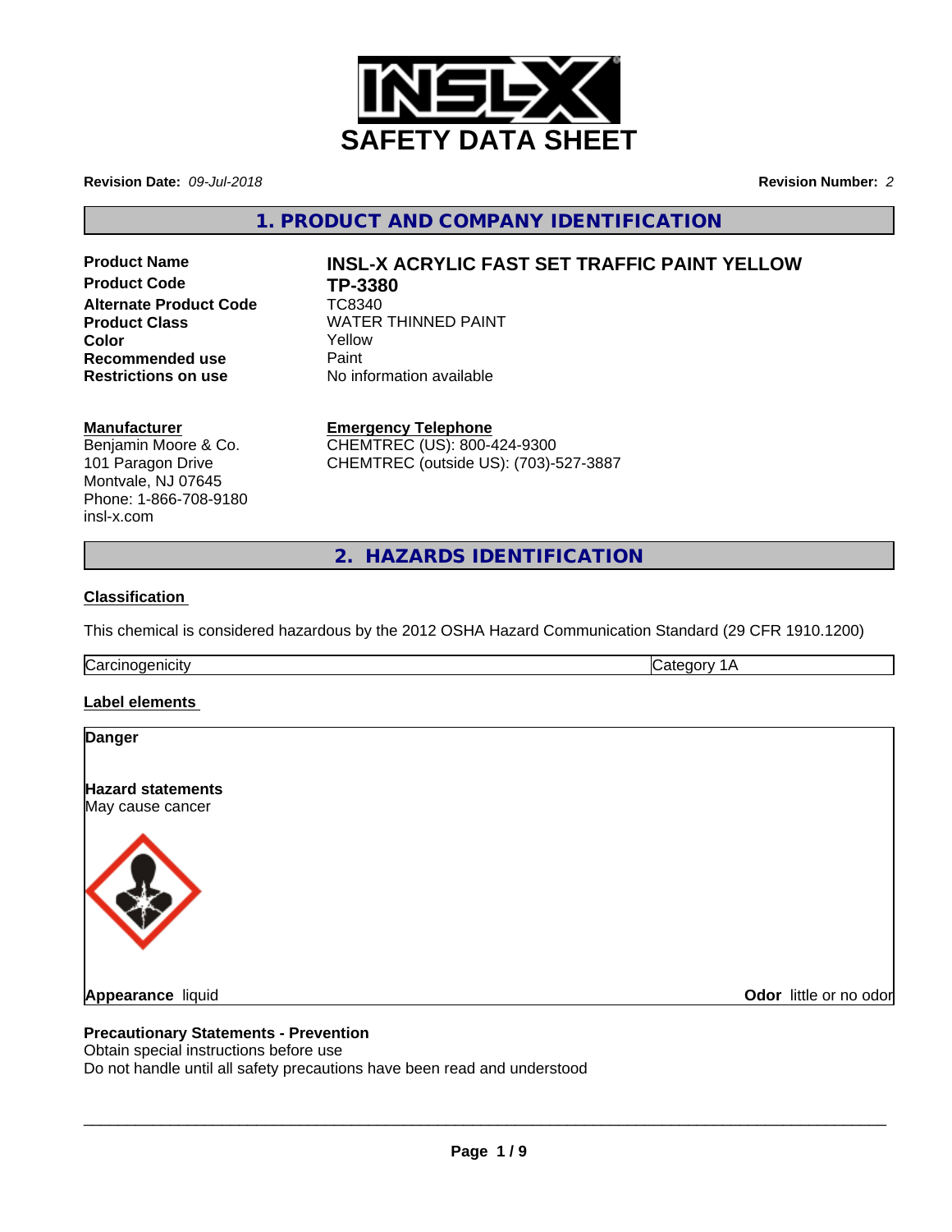# SAFETY DATA SHEET

**Revision Date:** *09-Jul-2018*

**Revision Number:** *2*

## 1. PRODUCT AND COMPANY IDENTIFICATION

| | |
|---|---|
| **Product Name** | **INSL-X ACRYLIC FAST SET TRAFFIC PAINT YELLOW** |
| **Product Code** | **TP-3380** |
| **Alternate Product Code** | TC8340 |
| **Product Class** | WATER THINNED PAINT |
| **Color** | Yellow |
| **Recommended use** | Paint |
| **Restrictions on use** | No information available |

**Manufacturer**
Benjamin Moore & Co.
101 Paragon Drive
Montvale, NJ 07645
Phone: 1-866-708-9180
insl-x.com

**Emergency Telephone**
CHEMTREC (US): 800-424-9300
CHEMTREC (outside US): (703)-527-3887

## 2. HAZARDS IDENTIFICATION

**Classification**

This chemical is considered hazardous by the 2012 OSHA Hazard Communication Standard (29 CFR 1910.1200)

| Carcinogenicity | Category 1A |
|---|---|

**Label elements**

**Danger**

**Hazard statements**
May cause cancer

**Appearance** liquid

**Odor** little or no odor

**Precautionary Statements - Prevention**
Obtain special instructions before use
Do not handle until all safety precautions have been read and understood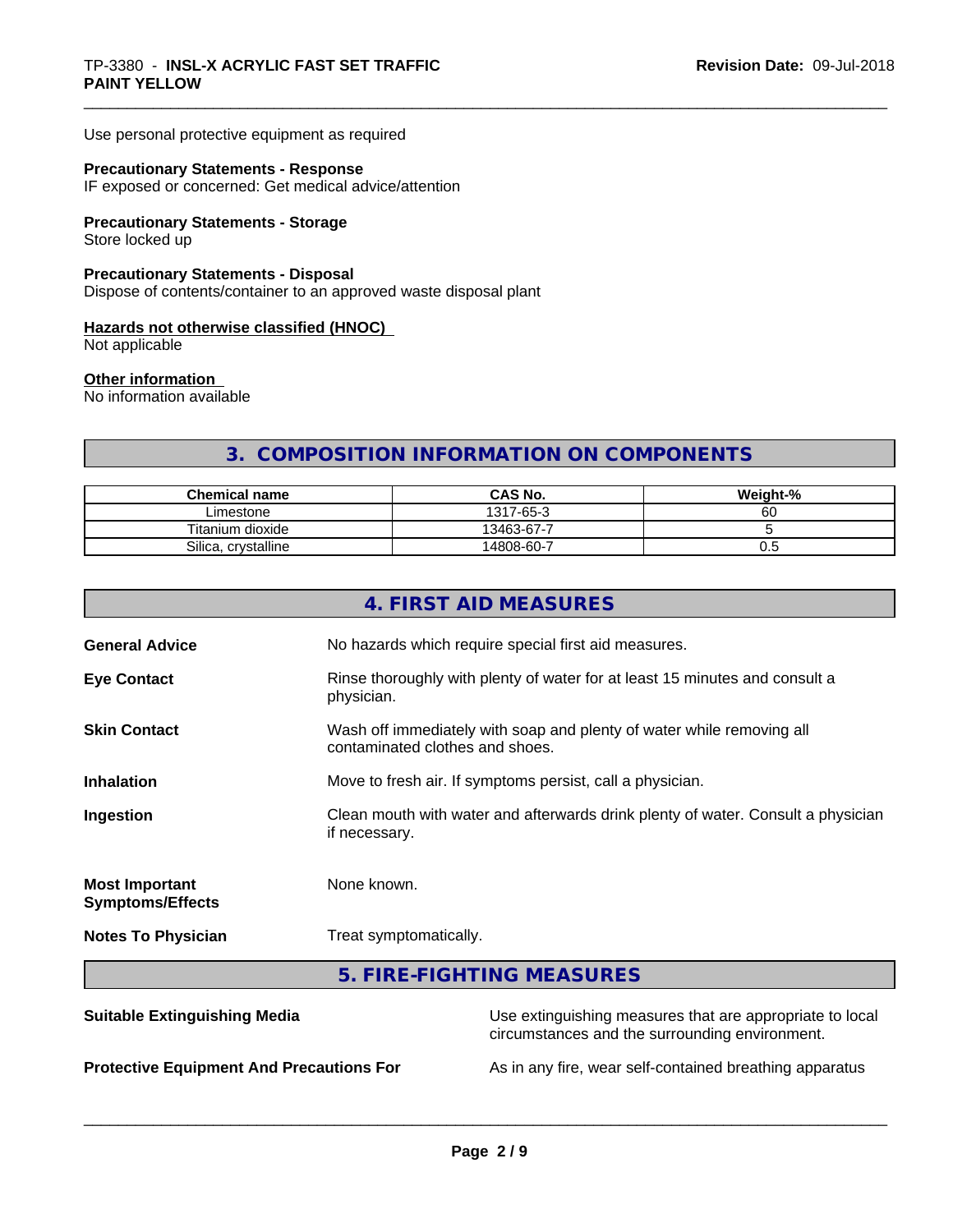Use personal protective equipment as required

**Precautionary Statements - Response**
IF exposed or concerned: Get medical advice/attention

**Precautionary Statements - Storage**
Store locked up

**Precautionary Statements - Disposal**
Dispose of contents/container to an approved waste disposal plant

**Hazards not otherwise classified (HNOC)**
Not applicable

**Other information**
No information available

## 3. COMPOSITION INFORMATION ON COMPONENTS

| Chemical name | CAS No. | Weight-% |
|---|---|---|
| Limestone | 1317-65-3 | 60 |
| Titanium dioxide | 13463-67-7 | 5 |
| Silica, crystalline | 14808-60-7 | 0.5 |

## 4. FIRST AID MEASURES

**General Advice** — No hazards which require special first aid measures.

**Eye Contact** — Rinse thoroughly with plenty of water for at least 15 minutes and consult a physician.

**Skin Contact** — Wash off immediately with soap and plenty of water while removing all contaminated clothes and shoes.

**Inhalation** — Move to fresh air. If symptoms persist, call a physician.

**Ingestion** — Clean mouth with water and afterwards drink plenty of water. Consult a physician if necessary.

**Most Important Symptoms/Effects** — None known.

**Notes To Physician** — Treat symptomatically.

## 5. FIRE-FIGHTING MEASURES

**Suitable Extinguishing Media** — Use extinguishing measures that are appropriate to local circumstances and the surrounding environment.

**Protective Equipment And Precautions For** — As in any fire, wear self-contained breathing apparatus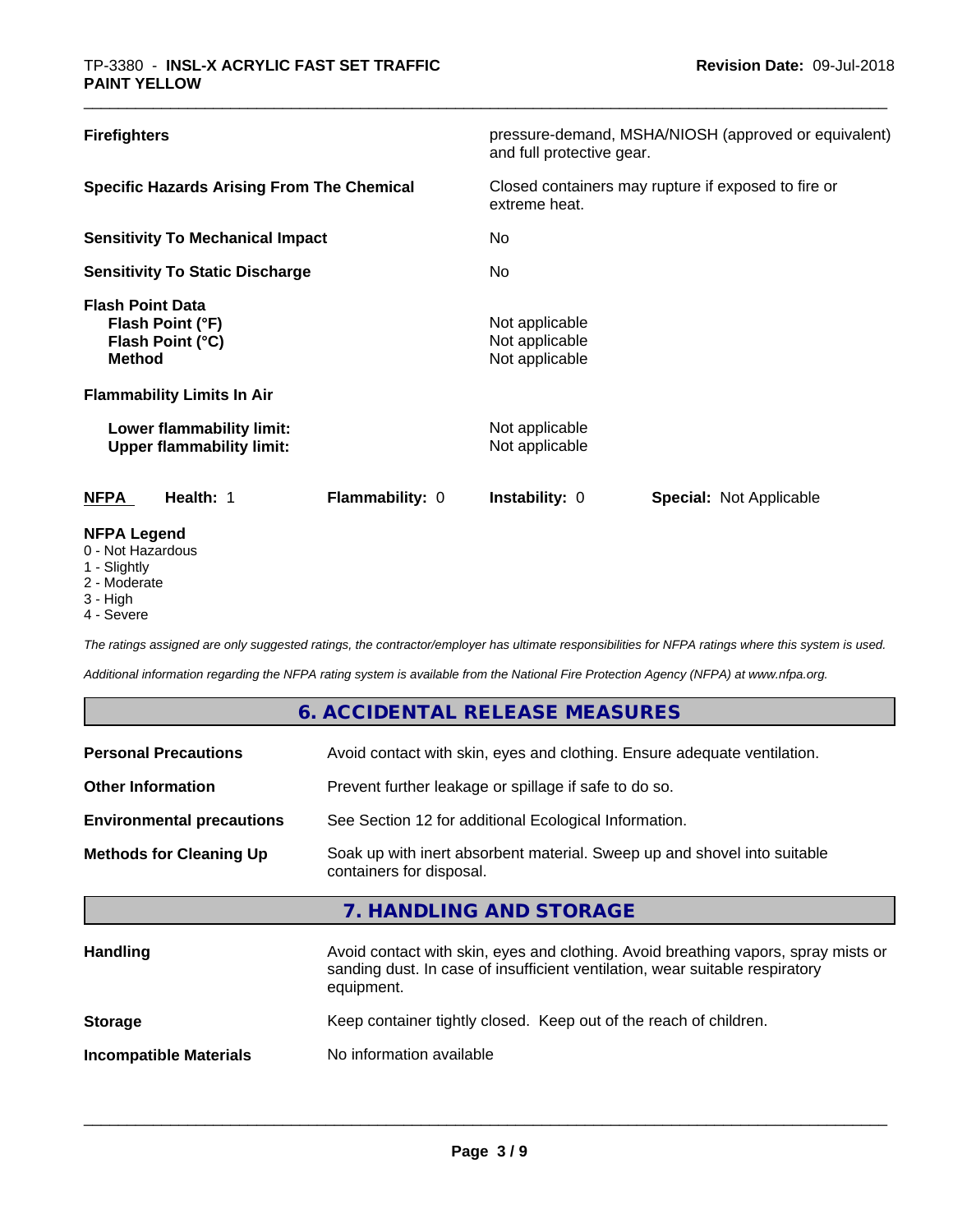| | |
|---|---|
| **Firefighters** | pressure-demand, MSHA/NIOSH (approved or equivalent) and full protective gear. |
| **Specific Hazards Arising From The Chemical** | Closed containers may rupture if exposed to fire or extreme heat. |
| **Sensitivity To Mechanical Impact** | No |
| **Sensitivity To Static Discharge** | No |
| **Flash Point Data** | |
| **Flash Point (°F)** | Not applicable |
| **Flash Point (°C)** | Not applicable |
| **Method** | Not applicable |
| **Flammability Limits In Air** | |
| **Lower flammability limit:** | Not applicable |
| **Upper flammability limit:** | Not applicable |

| NFPA | Health: 1 | Flammability: 0 | Instability: 0 | Special: Not Applicable |
|---|---|---|---|---|

**NFPA Legend**
0 - Not Hazardous
1 - Slightly
2 - Moderate
3 - High
4 - Severe

*The ratings assigned are only suggested ratings, the contractor/employer has ultimate responsibilities for NFPA ratings where this system is used.*

*Additional information regarding the NFPA rating system is available from the National Fire Protection Agency (NFPA) at www.nfpa.org.*

## 6. ACCIDENTAL RELEASE MEASURES

| | |
|---|---|
| **Personal Precautions** | Avoid contact with skin, eyes and clothing. Ensure adequate ventilation. |
| **Other Information** | Prevent further leakage or spillage if safe to do so. |
| **Environmental precautions** | See Section 12 for additional Ecological Information. |
| **Methods for Cleaning Up** | Soak up with inert absorbent material. Sweep up and shovel into suitable containers for disposal. |

## 7. HANDLING AND STORAGE

| | |
|---|---|
| **Handling** | Avoid contact with skin, eyes and clothing. Avoid breathing vapors, spray mists or sanding dust. In case of insufficient ventilation, wear suitable respiratory equipment. |
| **Storage** | Keep container tightly closed. Keep out of the reach of children. |
| **Incompatible Materials** | No information available |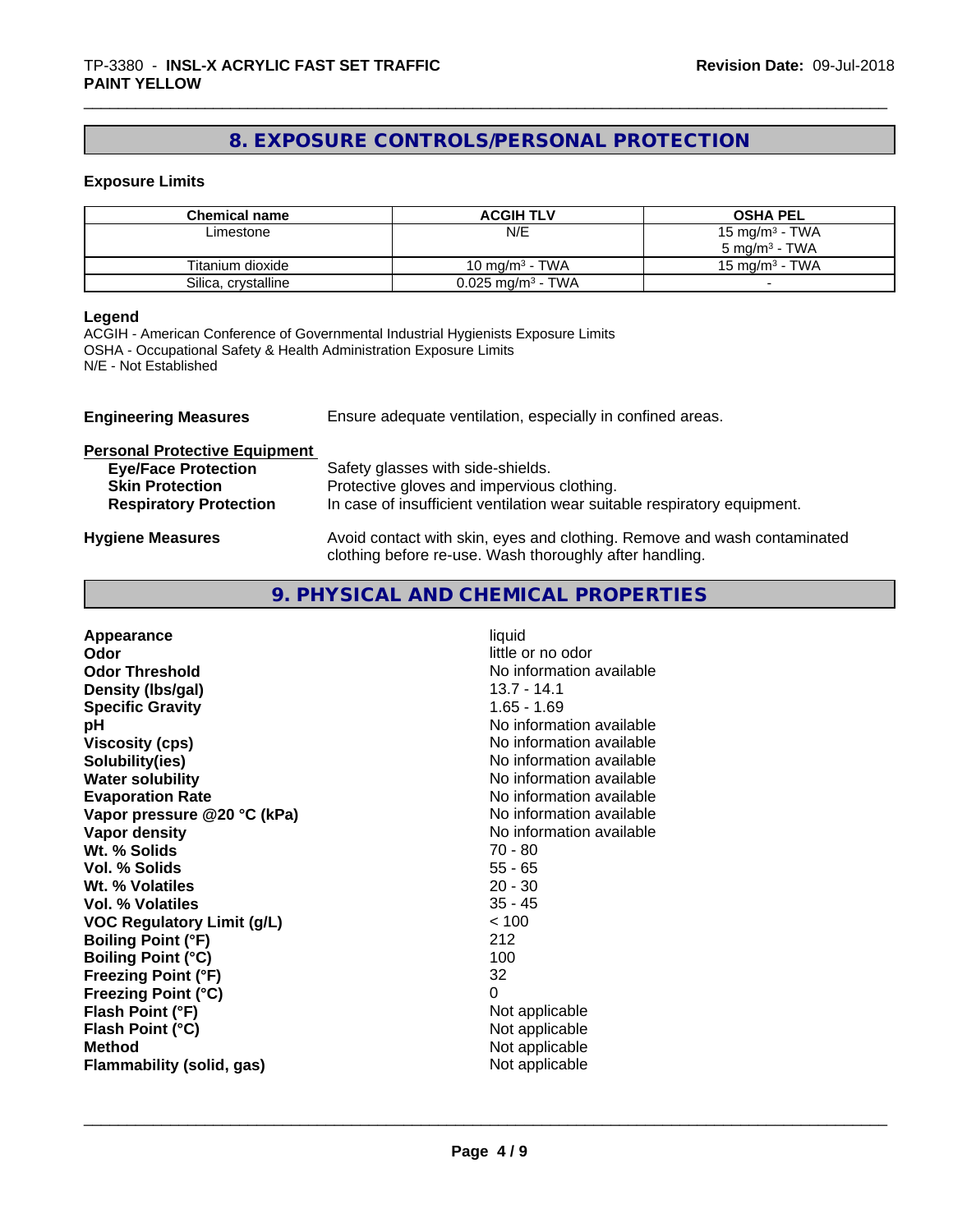## 8. EXPOSURE CONTROLS/PERSONAL PROTECTION

### Exposure Limits

| Chemical name | ACGIH TLV | OSHA PEL |
|---|---|---|
| Limestone | N/E | 15 mg/m³ - TWA<br>5 mg/m³ - TWA |
| Titanium dioxide | 10 mg/m³ - TWA | 15 mg/m³ - TWA |
| Silica, crystalline | 0.025 mg/m³ - TWA | - |

**Legend**

ACGIH - American Conference of Governmental Industrial Hygienists Exposure Limits
OSHA - Occupational Safety & Health Administration Exposure Limits
N/E - Not Established

**Engineering Measures** Ensure adequate ventilation, especially in confined areas.

**Personal Protective Equipment**

- **Eye/Face Protection** Safety glasses with side-shields.
- **Skin Protection** Protective gloves and impervious clothing.
- **Respiratory Protection** In case of insufficient ventilation wear suitable respiratory equipment.

**Hygiene Measures** Avoid contact with skin, eyes and clothing. Remove and wash contaminated clothing before re-use. Wash thoroughly after handling.

## 9. PHYSICAL AND CHEMICAL PROPERTIES

| | |
|---|---|
| **Appearance** | liquid |
| **Odor** | little or no odor |
| **Odor Threshold** | No information available |
| **Density (lbs/gal)** | 13.7 - 14.1 |
| **Specific Gravity** | 1.65 - 1.69 |
| **pH** | No information available |
| **Viscosity (cps)** | No information available |
| **Solubility(ies)** | No information available |
| **Water solubility** | No information available |
| **Evaporation Rate** | No information available |
| **Vapor pressure @20 °C (kPa)** | No information available |
| **Vapor density** | No information available |
| **Wt. % Solids** | 70 - 80 |
| **Vol. % Solids** | 55 - 65 |
| **Wt. % Volatiles** | 20 - 30 |
| **Vol. % Volatiles** | 35 - 45 |
| **VOC Regulatory Limit (g/L)** | < 100 |
| **Boiling Point (°F)** | 212 |
| **Boiling Point (°C)** | 100 |
| **Freezing Point (°F)** | 32 |
| **Freezing Point (°C)** | 0 |
| **Flash Point (°F)** | Not applicable |
| **Flash Point (°C)** | Not applicable |
| **Method** | Not applicable |
| **Flammability (solid, gas)** | Not applicable |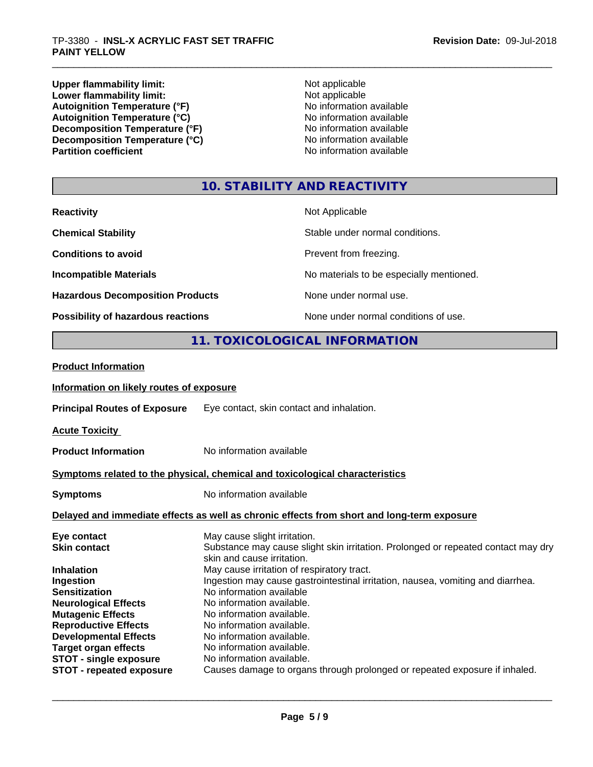| | |
|---|---|
| **Upper flammability limit:** | Not applicable |
| **Lower flammability limit:** | Not applicable |
| **Autoignition Temperature (°F)** | No information available |
| **Autoignition Temperature (°C)** | No information available |
| **Decomposition Temperature (°F)** | No information available |
| **Decomposition Temperature (°C)** | No information available |
| **Partition coefficient** | No information available |

## 10. STABILITY AND REACTIVITY

| | |
|---|---|
| **Reactivity** | Not Applicable |
| **Chemical Stability** | Stable under normal conditions. |
| **Conditions to avoid** | Prevent from freezing. |
| **Incompatible Materials** | No materials to be especially mentioned. |
| **Hazardous Decomposition Products** | None under normal use. |
| **Possibility of hazardous reactions** | None under normal conditions of use. |

## 11. TOXICOLOGICAL INFORMATION

**Product Information**

**Information on likely routes of exposure**

**Principal Routes of Exposure** Eye contact, skin contact and inhalation.

**Acute Toxicity**

**Product Information** No information available

**Symptoms related to the physical, chemical and toxicological characteristics**

**Symptoms** No information available

**Delayed and immediate effects as well as chronic effects from short and long-term exposure**

| | |
|---|---|
| **Eye contact** | May cause slight irritation. |
| **Skin contact** | Substance may cause slight skin irritation. Prolonged or repeated contact may dry skin and cause irritation. |
| **Inhalation** | May cause irritation of respiratory tract. |
| **Ingestion** | Ingestion may cause gastrointestinal irritation, nausea, vomiting and diarrhea. |
| **Sensitization** | No information available |
| **Neurological Effects** | No information available. |
| **Mutagenic Effects** | No information available. |
| **Reproductive Effects** | No information available. |
| **Developmental Effects** | No information available. |
| **Target organ effects** | No information available. |
| **STOT - single exposure** | No information available. |
| **STOT - repeated exposure** | Causes damage to organs through prolonged or repeated exposure if inhaled. |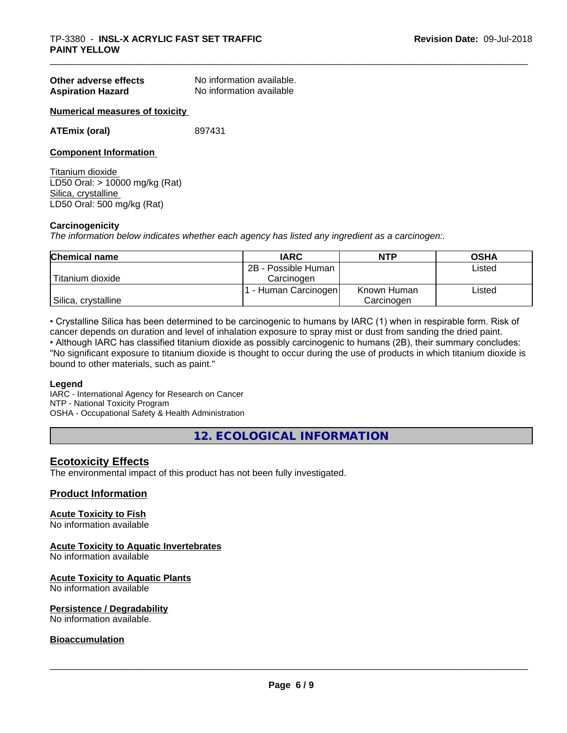**Other adverse effects** No information available.
**Aspiration Hazard** No information available

**Numerical measures of toxicity**

**ATEmix (oral)** 897431

**Component Information**

Titanium dioxide
LD50 Oral: > 10000 mg/kg (Rat)
Silica, crystalline
LD50 Oral: 500 mg/kg (Rat)

**Carcinogenicity**

*The information below indicates whether each agency has listed any ingredient as a carcinogen:.*

| Chemical name | IARC | NTP | OSHA |
|---|---|---|---|
| Titanium dioxide | 2B - Possible Human Carcinogen | | Listed |
| Silica, crystalline | 1 - Human Carcinogen | Known Human Carcinogen | Listed |

• Crystalline Silica has been determined to be carcinogenic to humans by IARC (1) when in respirable form. Risk of cancer depends on duration and level of inhalation exposure to spray mist or dust from sanding the dried paint.
• Although IARC has classified titanium dioxide as possibly carcinogenic to humans (2B), their summary concludes: "No significant exposure to titanium dioxide is thought to occur during the use of products in which titanium dioxide is bound to other materials, such as paint."

**Legend**
IARC - International Agency for Research on Cancer
NTP - National Toxicity Program
OSHA - Occupational Safety & Health Administration

## 12. ECOLOGICAL INFORMATION

### Ecotoxicity Effects

The environmental impact of this product has not been fully investigated.

### Product Information

**Acute Toxicity to Fish**
No information available

**Acute Toxicity to Aquatic Invertebrates**
No information available

**Acute Toxicity to Aquatic Plants**
No information available

**Persistence / Degradability**
No information available.

**Bioaccumulation**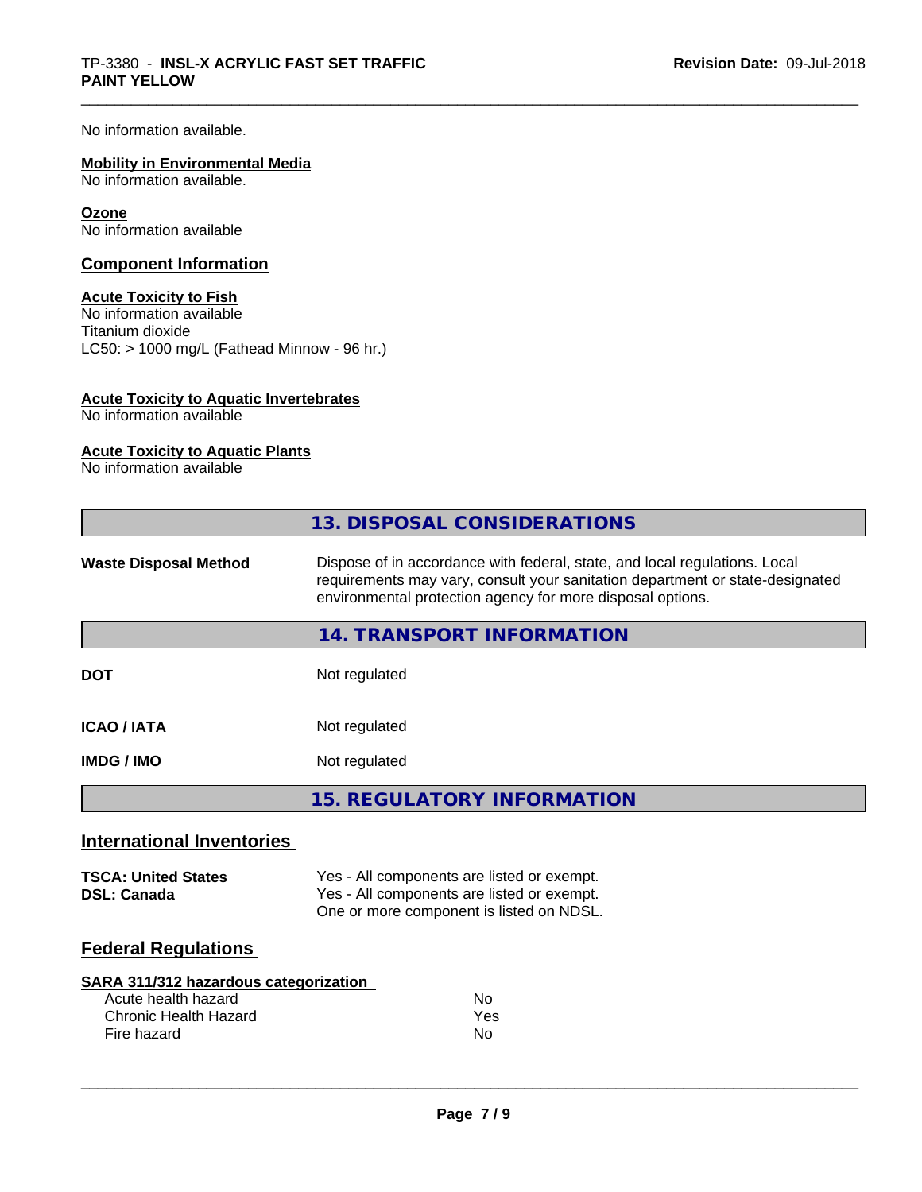No information available.

**Mobility in Environmental Media**
No information available.

**Ozone**
No information available

## Component Information

**Acute Toxicity to Fish**
No information available
Titanium dioxide
LC50: > 1000 mg/L (Fathead Minnow - 96 hr.)

**Acute Toxicity to Aquatic Invertebrates**
No information available

**Acute Toxicity to Aquatic Plants**
No information available

# 13. DISPOSAL CONSIDERATIONS

| | |
|---|---|
| **Waste Disposal Method** | Dispose of in accordance with federal, state, and local regulations. Local requirements may vary, consult your sanitation department or state-designated environmental protection agency for more disposal options. |

# 14. TRANSPORT INFORMATION

| | |
|---|---|
| **DOT** | Not regulated |
| **ICAO / IATA** | Not regulated |
| **IMDG / IMO** | Not regulated |

# 15. REGULATORY INFORMATION

## International Inventories

| | |
|---|---|
| **TSCA: United States** | Yes - All components are listed or exempt. |
| **DSL: Canada** | Yes - All components are listed or exempt. One or more component is listed on NDSL. |

## Federal Regulations

**SARA 311/312 hazardous categorization**

| | |
|---|---|
| Acute health hazard | No |
| Chronic Health Hazard | Yes |
| Fire hazard | No |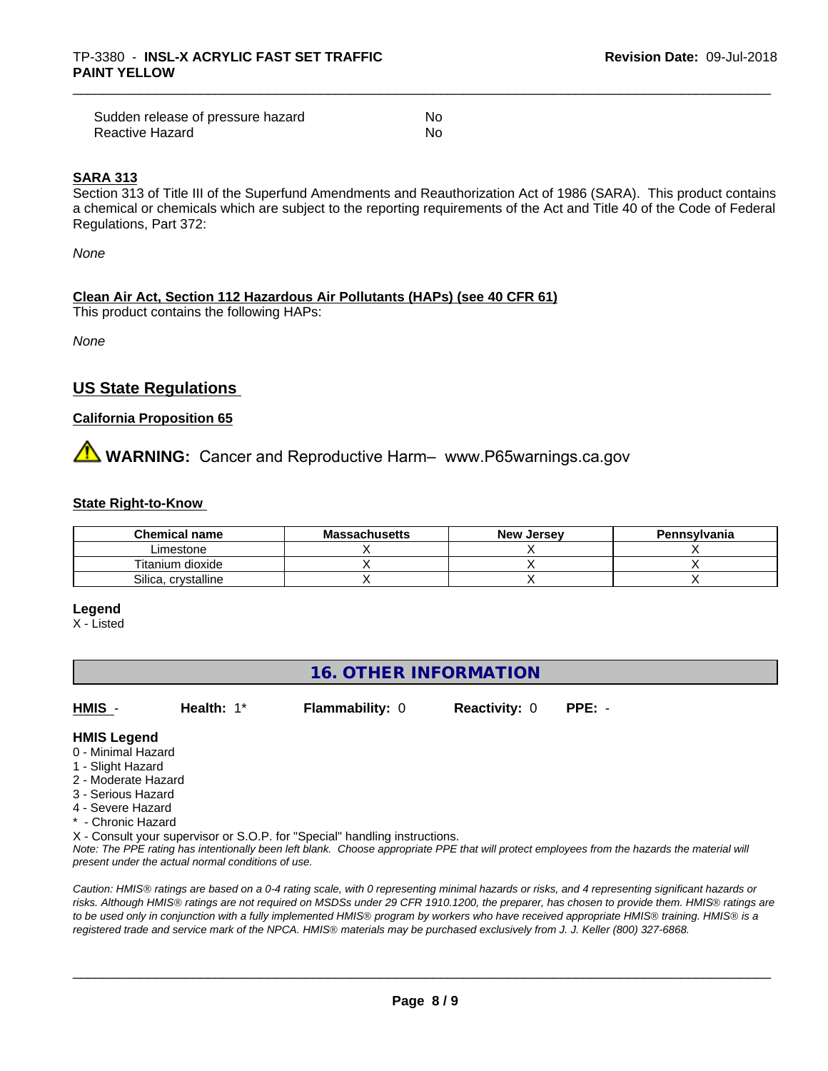| | |
|---|---|
| Sudden release of pressure hazard | No |
| Reactive Hazard | No |

**SARA 313**

Section 313 of Title III of the Superfund Amendments and Reauthorization Act of 1986 (SARA). This product contains a chemical or chemicals which are subject to the reporting requirements of the Act and Title 40 of the Code of Federal Regulations, Part 372:

*None*

**Clean Air Act, Section 112 Hazardous Air Pollutants (HAPs) (see 40 CFR 61)**

This product contains the following HAPs:

*None*

## US State Regulations

**California Proposition 65**

⚠ **WARNING:** Cancer and Reproductive Harm– www.P65warnings.ca.gov

**State Right-to-Know**

| Chemical name | Massachusetts | New Jersey | Pennsylvania |
|---|---|---|---|
| Limestone | X | X | X |
| Titanium dioxide | X | X | X |
| Silica, crystalline | X | X | X |

**Legend**

X - Listed

## 16. OTHER INFORMATION

**HMIS** - **Health:** 1* **Flammability:** 0 **Reactivity:** 0 **PPE:** -

**HMIS Legend**

0 - Minimal Hazard
1 - Slight Hazard
2 - Moderate Hazard
3 - Serious Hazard
4 - Severe Hazard
* - Chronic Hazard
X - Consult your supervisor or S.O.P. for "Special" handling instructions.

*Note: The PPE rating has intentionally been left blank. Choose appropriate PPE that will protect employees from the hazards the material will present under the actual normal conditions of use.*

*Caution: HMIS® ratings are based on a 0-4 rating scale, with 0 representing minimal hazards or risks, and 4 representing significant hazards or risks. Although HMIS® ratings are not required on MSDSs under 29 CFR 1910.1200, the preparer, has chosen to provide them. HMIS® ratings are to be used only in conjunction with a fully implemented HMIS® program by workers who have received appropriate HMIS® training. HMIS® is a registered trade and service mark of the NPCA. HMIS® materials may be purchased exclusively from J. J. Keller (800) 327-6868.*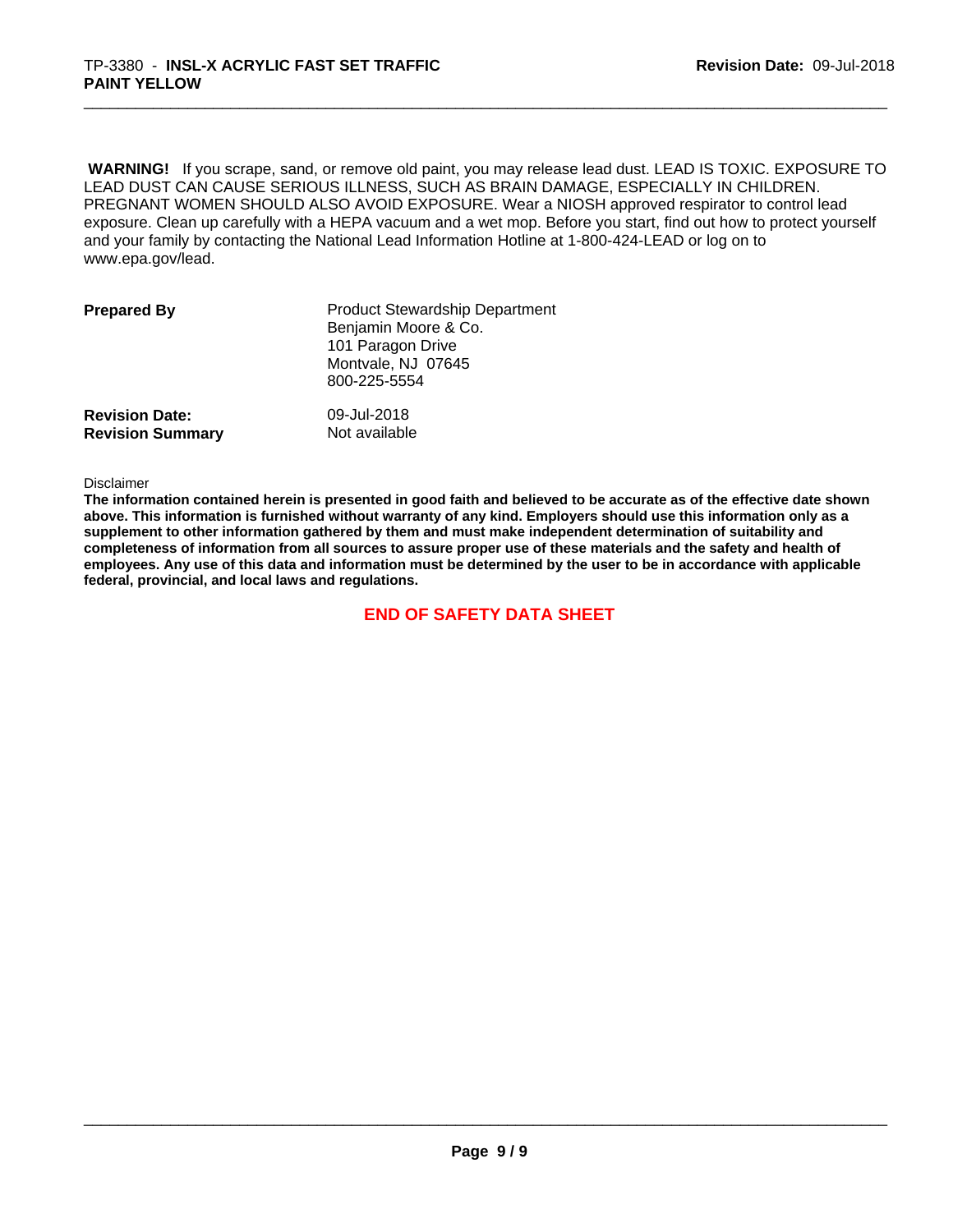**WARNING!** If you scrape, sand, or remove old paint, you may release lead dust. LEAD IS TOXIC. EXPOSURE TO LEAD DUST CAN CAUSE SERIOUS ILLNESS, SUCH AS BRAIN DAMAGE, ESPECIALLY IN CHILDREN. PREGNANT WOMEN SHOULD ALSO AVOID EXPOSURE. Wear a NIOSH approved respirator to control lead exposure. Clean up carefully with a HEPA vacuum and a wet mop. Before you start, find out how to protect yourself and your family by contacting the National Lead Information Hotline at 1-800-424-LEAD or log on to www.epa.gov/lead.

| | |
|---|---|
| **Prepared By** | Product Stewardship Department<br>Benjamin Moore & Co.<br>101 Paragon Drive<br>Montvale, NJ 07645<br>800-225-5554 |
| **Revision Date:** | 09-Jul-2018 |
| **Revision Summary** | Not available |

Disclaimer

**The information contained herein is presented in good faith and believed to be accurate as of the effective date shown above. This information is furnished without warranty of any kind. Employers should use this information only as a supplement to other information gathered by them and must make independent determination of suitability and completeness of information from all sources to assure proper use of these materials and the safety and health of employees. Any use of this data and information must be determined by the user to be in accordance with applicable federal, provincial, and local laws and regulations.**

**END OF SAFETY DATA SHEET**